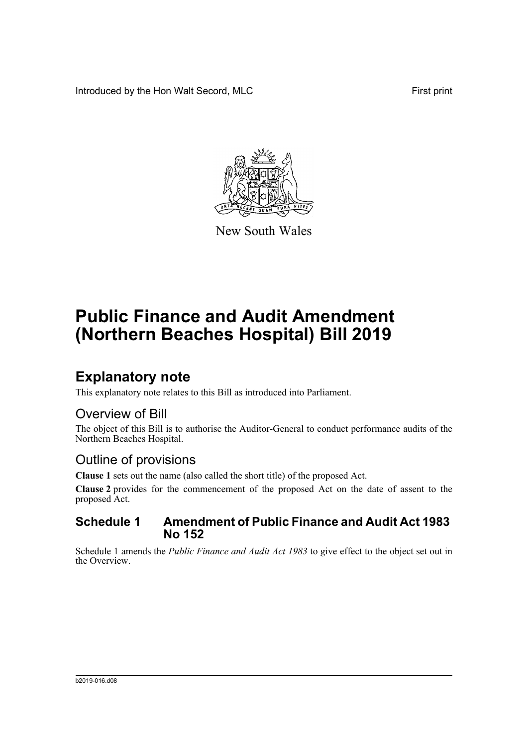Introduced by the Hon Walt Secord, MLC

First print

New South Wales

# Public Finance and Audit Amendment (Northern Beaches Hospital) Bill 2019

## Explanatory note

This explanatory note relates to this Bill as introduced into Parliament.

### Overview of Bill

The object of this Bill is to authorise the Auditor-General to conduct performance audits of the Northern Beaches Hospital.

### Outline of provisions

**Clause 1** sets out the name (also called the short title) of the proposed Act.

**Clause 2** provides for the commencement of the proposed Act on the date of assent to the proposed Act.

### Schedule 1 Amendment of Public Finance and Audit Act 1983 No 152

Schedule 1 amends the *Public Finance and Audit Act 1983* to give effect to the object set out in the Overview.

b2019-016.d08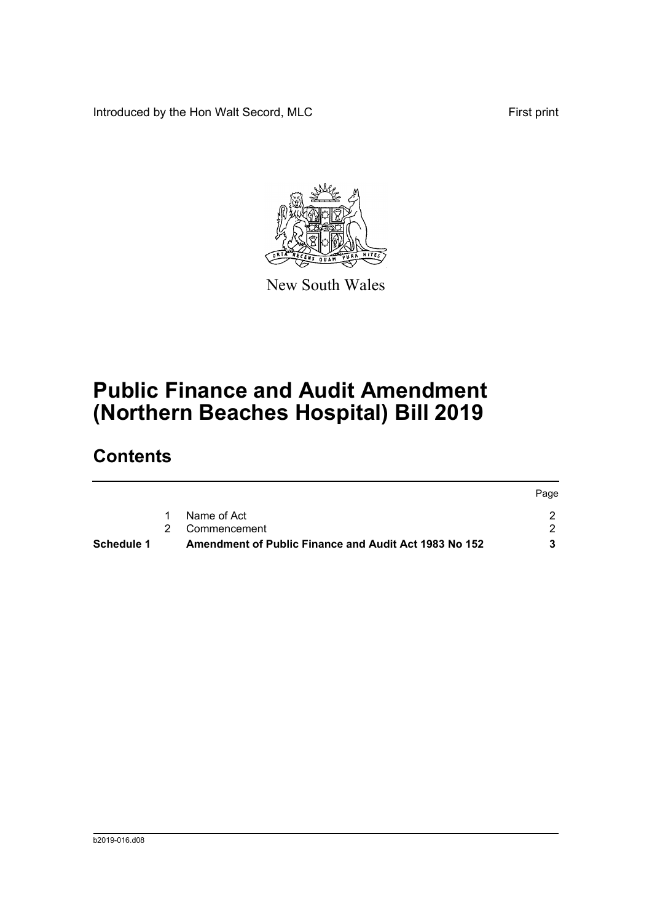Introduced by the Hon Walt Secord, MLC

First print

New South Wales

# Public Finance and Audit Amendment (Northern Beaches Hospital) Bill 2019

## Contents

| | | | Page |
|---|---|---|---|
| | 1 | Name of Act | 2 |
| | 2 | Commencement | 2 |
| **Schedule 1** | | **Amendment of Public Finance and Audit Act 1983 No 152** | **3** |

b2019-016.d08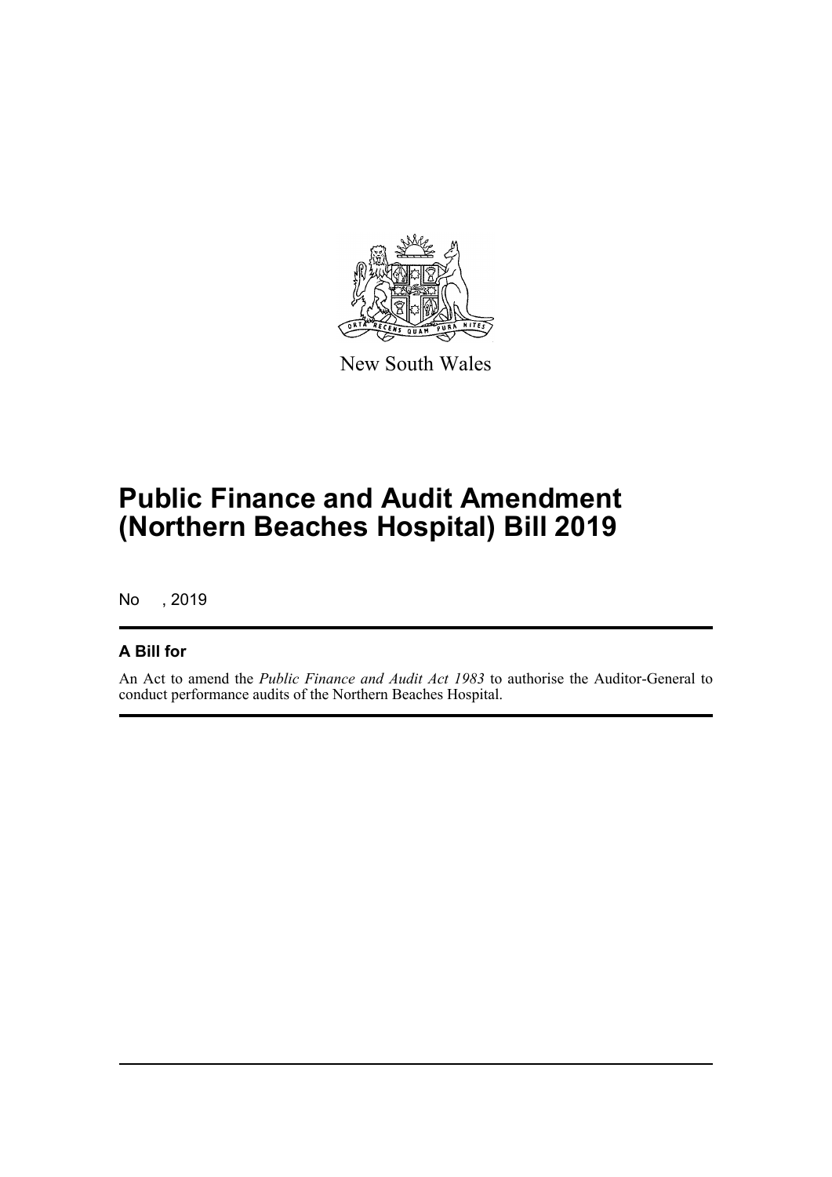New South Wales

# Public Finance and Audit Amendment (Northern Beaches Hospital) Bill 2019

No , 2019

## A Bill for

An Act to amend the *Public Finance and Audit Act 1983* to authorise the Auditor-General to conduct performance audits of the Northern Beaches Hospital.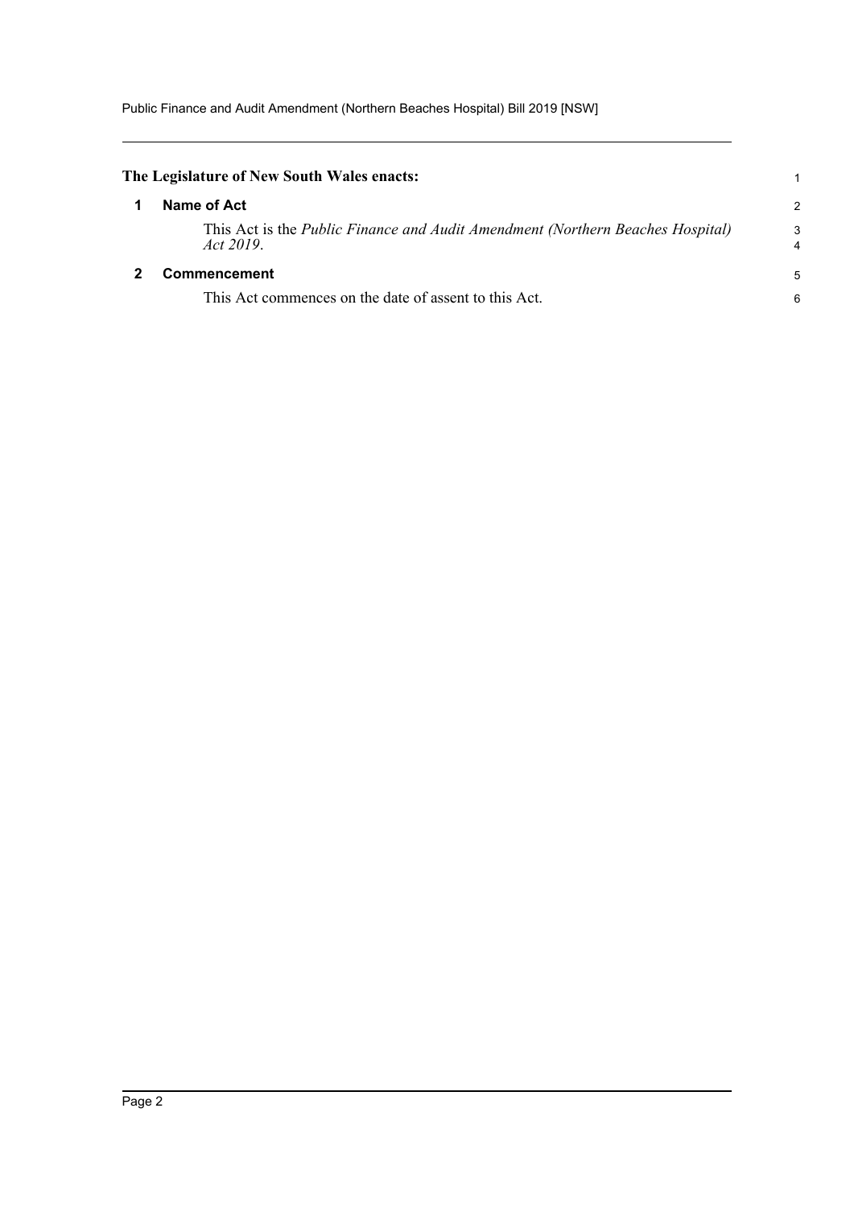**The Legislature of New South Wales enacts:**

## 1 Name of Act

This Act is the *Public Finance and Audit Amendment (Northern Beaches Hospital) Act 2019*.

## 2 Commencement

This Act commences on the date of assent to this Act.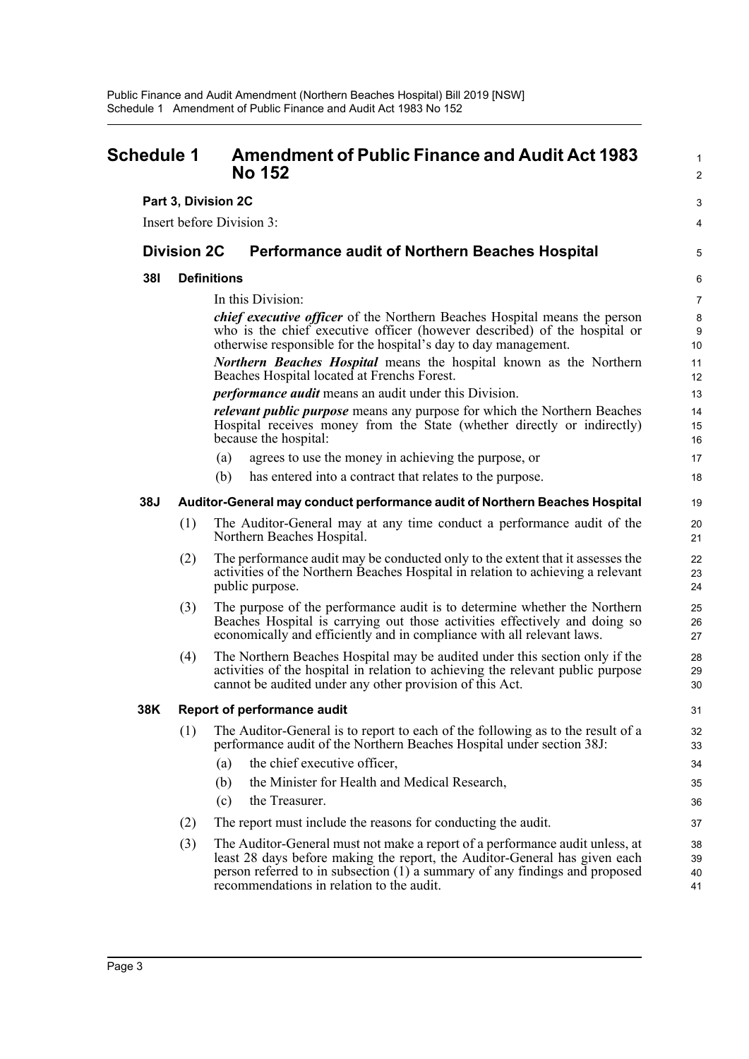# Schedule 1 Amendment of Public Finance and Audit Act 1983 No 152

**Part 3, Division 2C**

Insert before Division 3:

## Division 2C Performance audit of Northern Beaches Hospital

### 38I Definitions

In this Division:

***chief executive officer*** of the Northern Beaches Hospital means the person who is the chief executive officer (however described) of the hospital or otherwise responsible for the hospital's day to day management.

***Northern Beaches Hospital*** means the hospital known as the Northern Beaches Hospital located at Frenchs Forest.

***performance audit*** means an audit under this Division.

***relevant public purpose*** means any purpose for which the Northern Beaches Hospital receives money from the State (whether directly or indirectly) because the hospital:

(a) agrees to use the money in achieving the purpose, or

(b) has entered into a contract that relates to the purpose.

### 38J Auditor-General may conduct performance audit of Northern Beaches Hospital

(1) The Auditor-General may at any time conduct a performance audit of the Northern Beaches Hospital.

(2) The performance audit may be conducted only to the extent that it assesses the activities of the Northern Beaches Hospital in relation to achieving a relevant public purpose.

(3) The purpose of the performance audit is to determine whether the Northern Beaches Hospital is carrying out those activities effectively and doing so economically and efficiently and in compliance with all relevant laws.

(4) The Northern Beaches Hospital may be audited under this section only if the activities of the hospital in relation to achieving the relevant public purpose cannot be audited under any other provision of this Act.

### 38K Report of performance audit

(1) The Auditor-General is to report to each of the following as to the result of a performance audit of the Northern Beaches Hospital under section 38J:

(a) the chief executive officer,

(b) the Minister for Health and Medical Research,

(c) the Treasurer.

(2) The report must include the reasons for conducting the audit.

(3) The Auditor-General must not make a report of a performance audit unless, at least 28 days before making the report, the Auditor-General has given each person referred to in subsection (1) a summary of any findings and proposed recommendations in relation to the audit.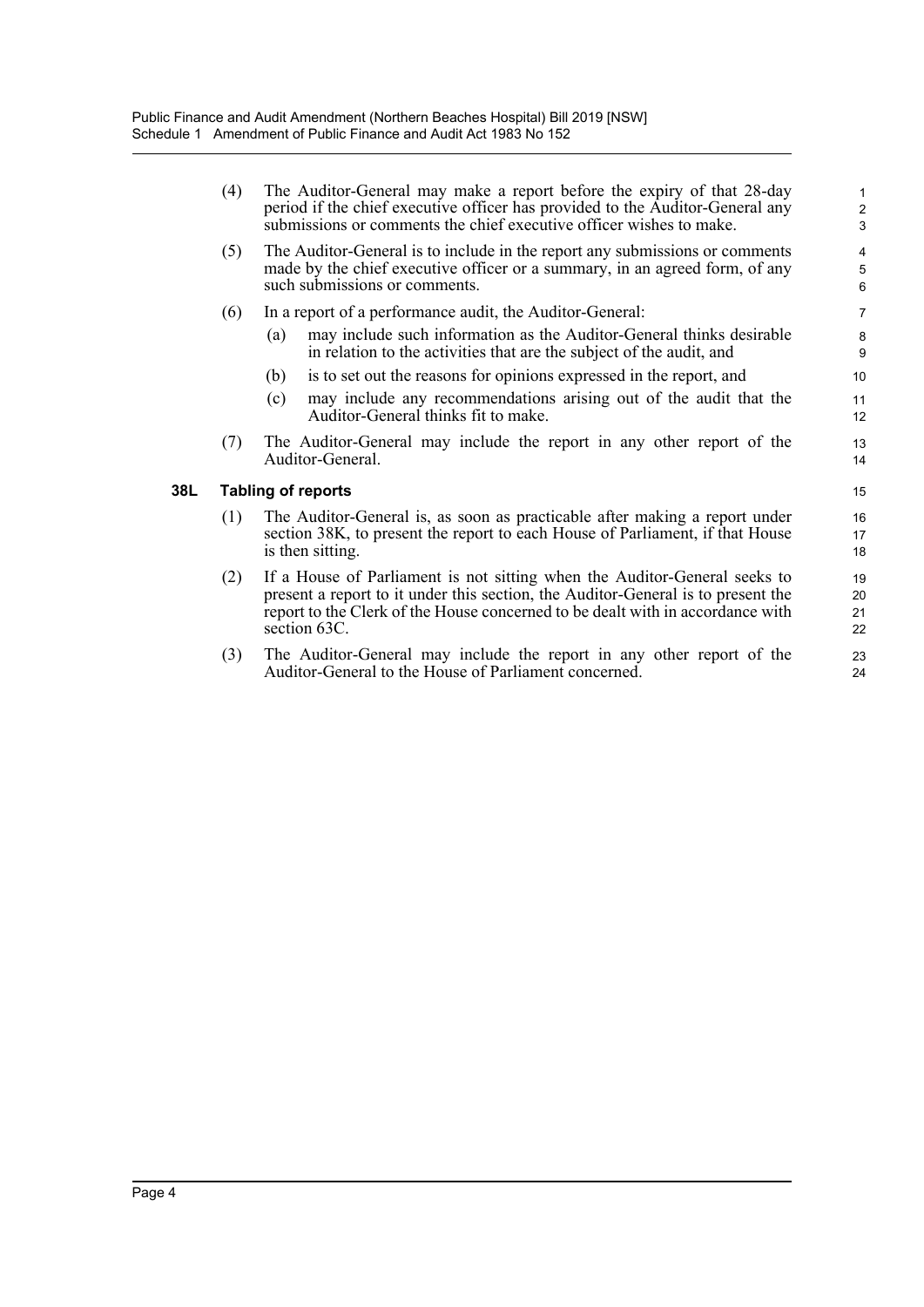(4) The Auditor-General may make a report before the expiry of that 28-day period if the chief executive officer has provided to the Auditor-General any submissions or comments the chief executive officer wishes to make.

(5) The Auditor-General is to include in the report any submissions or comments made by the chief executive officer or a summary, in an agreed form, of any such submissions or comments.

(6) In a report of a performance audit, the Auditor-General:

- (a) may include such information as the Auditor-General thinks desirable in relation to the activities that are the subject of the audit, and
- (b) is to set out the reasons for opinions expressed in the report, and
- (c) may include any recommendations arising out of the audit that the Auditor-General thinks fit to make.

(7) The Auditor-General may include the report in any other report of the Auditor-General.

### 38L Tabling of reports

(1) The Auditor-General is, as soon as practicable after making a report under section 38K, to present the report to each House of Parliament, if that House is then sitting.

(2) If a House of Parliament is not sitting when the Auditor-General seeks to present a report to it under this section, the Auditor-General is to present the report to the Clerk of the House concerned to be dealt with in accordance with section 63C.

(3) The Auditor-General may include the report in any other report of the Auditor-General to the House of Parliament concerned.